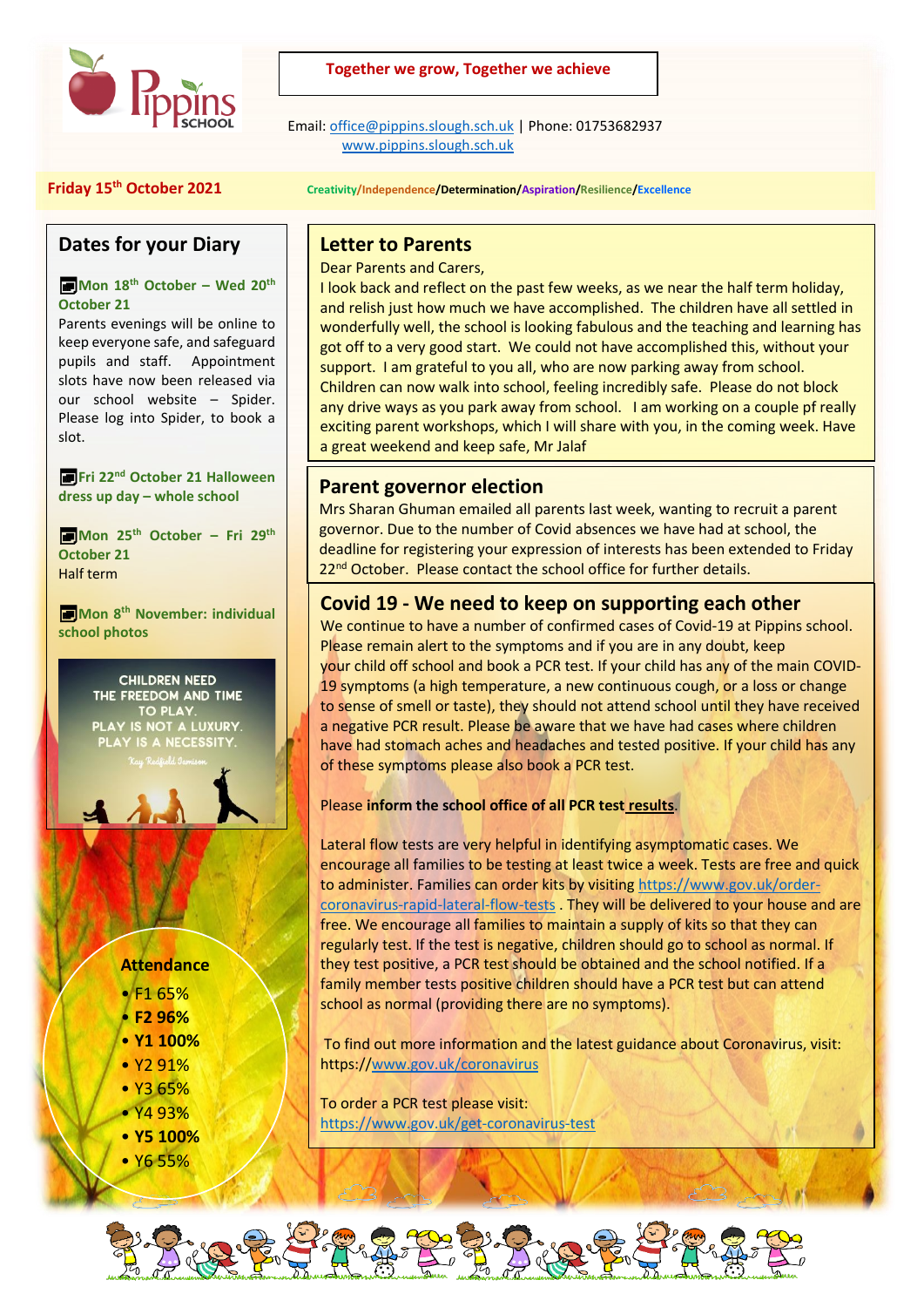**Together we grow, Together we achieve**

Email: office@pippins.slough.sch.uk | Phone: 01753682937
www.pippins.slough.sch.uk

**Friday 15th October 2021**

**Creativity/Independence/Determination/Aspiration/Resilience/Excellence**

## Dates for your Diary

**Mon 18th October – Wed 20th October 21**
Parents evenings will be online to keep everyone safe, and safeguard pupils and staff. Appointment slots have now been released via our school website – Spider. Please log into Spider, to book a slot.

**Fri 22nd October 21 Halloween dress up day – whole school**

**Mon 25th October – Fri 29th October 21**
Half term

**Mon 8th November: individual school photos**

CHILDREN NEED THE FREEDOM AND TIME TO PLAY. PLAY IS NOT A LUXURY. PLAY IS A NECESSITY.
*Kay Redfield Jamison*

### Attendance

- F1 65%
- **F2 96%**
- **Y1 100%**
- Y2 91%
- Y3 65%
- Y4 93%
- **Y5 100%**
- Y6 55%

## Letter to Parents

Dear Parents and Carers,

I look back and reflect on the past few weeks, as we near the half term holiday, and relish just how much we have accomplished. The children have all settled in wonderfully well, the school is looking fabulous and the teaching and learning has got off to a very good start. We could not have accomplished this, without your support. I am grateful to you all, who are now parking away from school. Children can now walk into school, feeling incredibly safe. Please do not block any drive ways as you park away from school. I am working on a couple pf really exciting parent workshops, which I will share with you, in the coming week. Have a great weekend and keep safe, Mr Jalaf

## Parent governor election

Mrs Sharan Ghuman emailed all parents last week, wanting to recruit a parent governor. Due to the number of Covid absences we have had at school, the deadline for registering your expression of interests has been extended to Friday 22nd October. Please contact the school office for further details.

## Covid 19 - We need to keep on supporting each other

We continue to have a number of confirmed cases of Covid-19 at Pippins school. Please remain alert to the symptoms and if you are in any doubt, keep your child off school and book a PCR test. If your child has any of the main COVID-19 symptoms (a high temperature, a new continuous cough, or a loss or change to sense of smell or taste), they should not attend school until they have received a negative PCR result. Please be aware that we have had cases where children have had stomach aches and headaches and tested positive. If your child has any of these symptoms please also book a PCR test.

Please **inform the school office of all PCR test results**.

Lateral flow tests are very helpful in identifying asymptomatic cases. We encourage all families to be testing at least twice a week. Tests are free and quick to administer. Families can order kits by visiting https://www.gov.uk/order-coronavirus-rapid-lateral-flow-tests . They will be delivered to your house and are free. We encourage all families to maintain a supply of kits so that they can regularly test. If the test is negative, children should go to school as normal. If they test positive, a PCR test should be obtained and the school notified. If a family member tests positive children should have a PCR test but can attend school as normal (providing there are no symptoms).

To find out more information and the latest guidance about Coronavirus, visit: https://www.gov.uk/coronavirus

To order a PCR test please visit:
https://www.gov.uk/get-coronavirus-test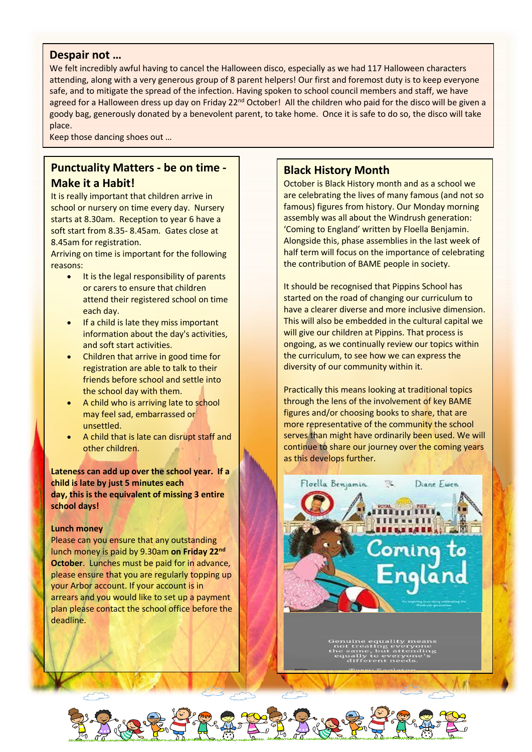## Despair not …

We felt incredibly awful having to cancel the Halloween disco, especially as we had 117 Halloween characters attending, along with a very generous group of 8 parent helpers! Our first and foremost duty is to keep everyone safe, and to mitigate the spread of the infection. Having spoken to school council members and staff, we have agreed for a Halloween dress up day on Friday 22nd October! All the children who paid for the disco will be given a goody bag, generously donated by a benevolent parent, to take home. Once it is safe to do so, the disco will take place.

Keep those dancing shoes out …

## Punctuality Matters - be on time - Make it a Habit!

It is really important that children arrive in school or nursery on time every day. Nursery starts at 8.30am. Reception to year 6 have a soft start from 8.35- 8.45am. Gates close at 8.45am for registration.

Arriving on time is important for the following reasons:

- It is the legal responsibility of parents or carers to ensure that children attend their registered school on time each day.
- If a child is late they miss important information about the day's activities, and soft start activities.
- Children that arrive in good time for registration are able to talk to their friends before school and settle into the school day with them.
- A child who is arriving late to school may feel sad, embarrassed or unsettled.
- A child that is late can disrupt staff and other children.

**Lateness can add up over the school year. If a child is late by just 5 minutes each day, this is the equivalent of missing 3 entire school days!**

**Lunch money**

Please can you ensure that any outstanding lunch money is paid by 9.30am **on Friday 22nd October**. Lunches must be paid for in advance, please ensure that you are regularly topping up your Arbor account. If your account is in arrears and you would like to set up a payment plan please contact the school office before the deadline.

## Black History Month

October is Black History month and as a school we are celebrating the lives of many famous (and not so famous) figures from history. Our Monday morning assembly was all about the Windrush generation: 'Coming to England' written by Floella Benjamin. Alongside this, phase assemblies in the last week of half term will focus on the importance of celebrating the contribution of BAME people in society.

It should be recognised that Pippins School has started on the road of changing our curriculum to have a clearer diverse and more inclusive dimension. This will also be embedded in the cultural capital we will give our children at Pippins. That process is ongoing, as we continually review our topics within the curriculum, to see how we can express the diversity of our community within it.

Practically this means looking at traditional topics through the lens of the involvement of key BAME figures and/or choosing books to share, that are more representative of the community the school serves than might have ordinarily been used. We will continue to share our journey over the coming years as this develops further.

Floella Benjamin Diane Ewen

Coming to England

Genuine equality means not treating everyone the same, but attending equally to everyone's different needs.

Terry Eagleton